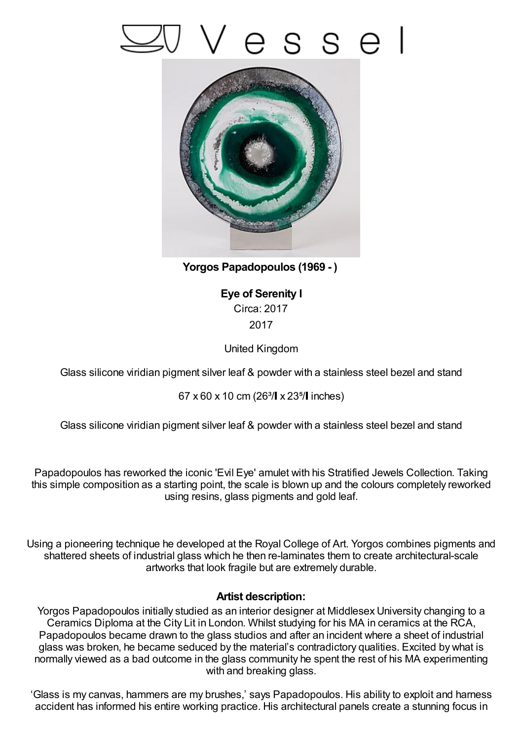# Vessel

**Yorgos Papadopoulos (1969 - )**

**Eye of Serenity I**

Circa: 2017

2017

United Kingdom

Glass silicone viridian pigment silver leaf & powder with a stainless steel bezel and stand

67 x 60 x 10 cm (26³/▌x 23⁵/▌inches)

Glass silicone viridian pigment silver leaf & powder with a stainless steel bezel and stand

Papadopoulos has reworked the iconic 'Evil Eye' amulet with his Stratified Jewels Collection. Taking this simple composition as a starting point, the scale is blown up and the colours completely reworked using resins, glass pigments and gold leaf.

Using a pioneering technique he developed at the Royal College of Art. Yorgos combines pigments and shattered sheets of industrial glass which he then re-laminates them to create architectural-scale artworks that look fragile but are extremely durable.

**Artist description:**

Yorgos Papadopoulos initially studied as an interior designer at Middlesex University changing to a Ceramics Diploma at the City Lit in London. Whilst studying for his MA in ceramics at the RCA, Papadopoulos became drawn to the glass studios and after an incident where a sheet of industrial glass was broken, he became seduced by the material's contradictory qualities. Excited by what is normally viewed as a bad outcome in the glass community he spent the rest of his MA experimenting with and breaking glass.

'Glass is my canvas, hammers are my brushes,' says Papadopoulos. His ability to exploit and harness accident has informed his entire working practice. His architectural panels create a stunning focus in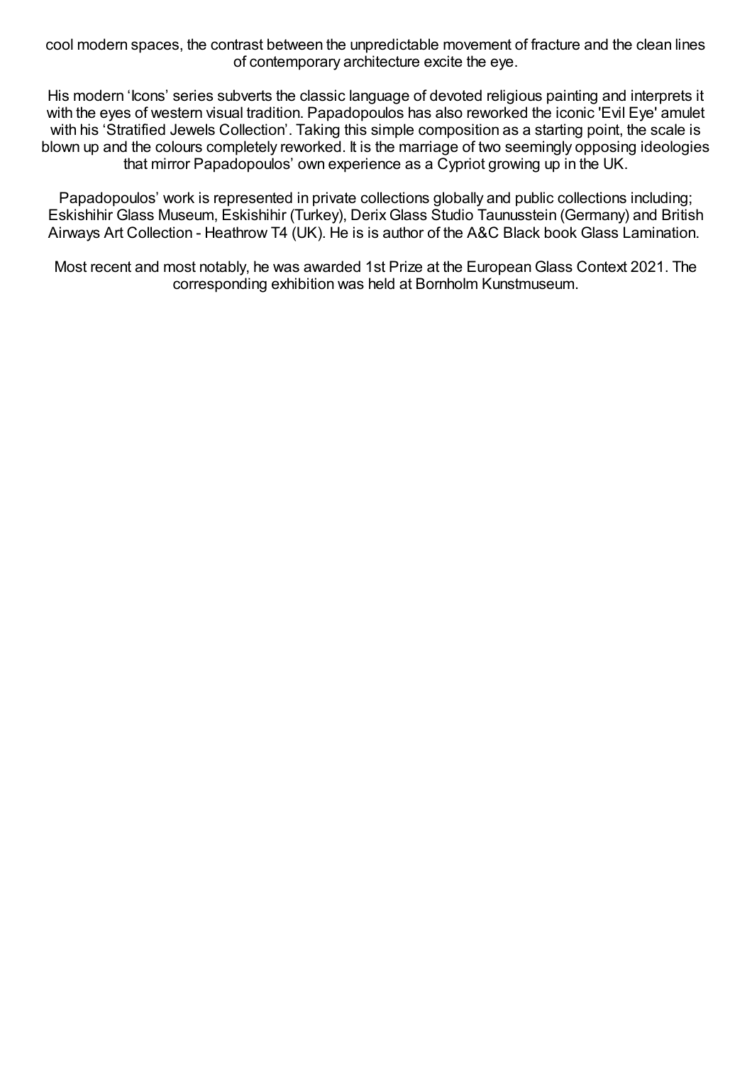cool modern spaces, the contrast between the unpredictable movement of fracture and the clean lines of contemporary architecture excite the eye.

His modern 'Icons' series subverts the classic language of devoted religious painting and interprets it with the eyes of western visual tradition. Papadopoulos has also reworked the iconic 'Evil Eye' amulet with his 'Stratified Jewels Collection'. Taking this simple composition as a starting point, the scale is blown up and the colours completely reworked. It is the marriage of two seemingly opposing ideologies that mirror Papadopoulos' own experience as a Cypriot growing up in the UK.

Papadopoulos' work is represented in private collections globally and public collections including; Eskishihir Glass Museum, Eskishihir (Turkey), Derix Glass Studio Taunusstein (Germany) and British Airways Art Collection - Heathrow T4 (UK). He is is author of the A&C Black book Glass Lamination.

Most recent and most notably, he was awarded 1st Prize at the European Glass Context 2021. The corresponding exhibition was held at Bornholm Kunstmuseum.